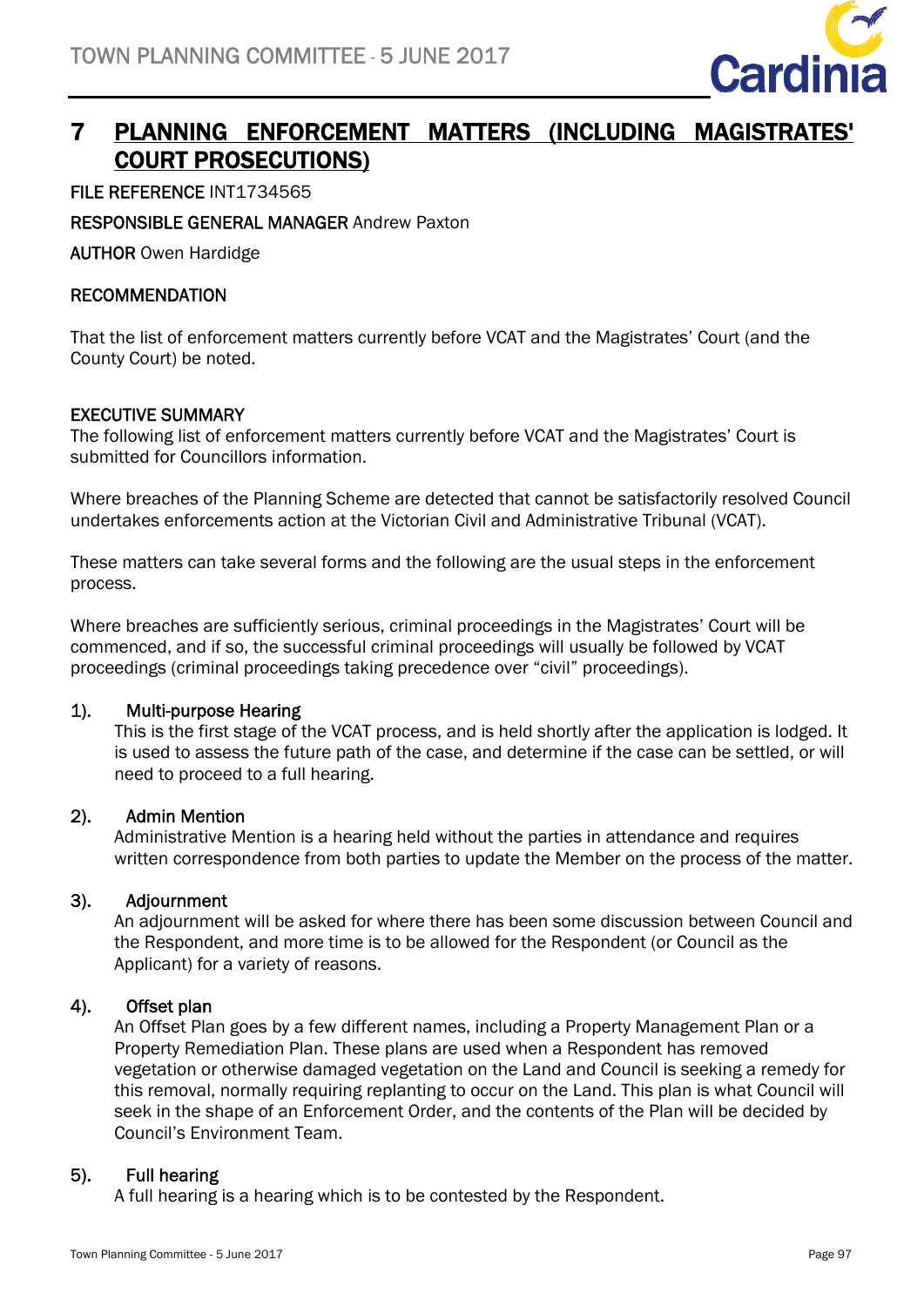# 7 PLANNING ENFORCEMENT MATTERS (INCLUDING MAGISTRATES' COURT PROSECUTIONS)

**FILE REFERENCE** INT1734565

**RESPONSIBLE GENERAL MANAGER** Andrew Paxton

**AUTHOR** Owen Hardidge

**RECOMMENDATION**

That the list of enforcement matters currently before VCAT and the Magistrates' Court (and the County Court) be noted.

**EXECUTIVE SUMMARY**

The following list of enforcement matters currently before VCAT and the Magistrates' Court is submitted for Councillors information.

Where breaches of the Planning Scheme are detected that cannot be satisfactorily resolved Council undertakes enforcements action at the Victorian Civil and Administrative Tribunal (VCAT).

These matters can take several forms and the following are the usual steps in the enforcement process.

Where breaches are sufficiently serious, criminal proceedings in the Magistrates' Court will be commenced, and if so, the successful criminal proceedings will usually be followed by VCAT proceedings (criminal proceedings taking precedence over "civil" proceedings).

1). **Multi-purpose Hearing**
This is the first stage of the VCAT process, and is held shortly after the application is lodged. It is used to assess the future path of the case, and determine if the case can be settled, or will need to proceed to a full hearing.

2). **Admin Mention**
Administrative Mention is a hearing held without the parties in attendance and requires written correspondence from both parties to update the Member on the process of the matter.

3). **Adjournment**
An adjournment will be asked for where there has been some discussion between Council and the Respondent, and more time is to be allowed for the Respondent (or Council as the Applicant) for a variety of reasons.

4). **Offset plan**
An Offset Plan goes by a few different names, including a Property Management Plan or a Property Remediation Plan. These plans are used when a Respondent has removed vegetation or otherwise damaged vegetation on the Land and Council is seeking a remedy for this removal, normally requiring replanting to occur on the Land. This plan is what Council will seek in the shape of an Enforcement Order, and the contents of the Plan will be decided by Council's Environment Team.

5). **Full hearing**
A full hearing is a hearing which is to be contested by the Respondent.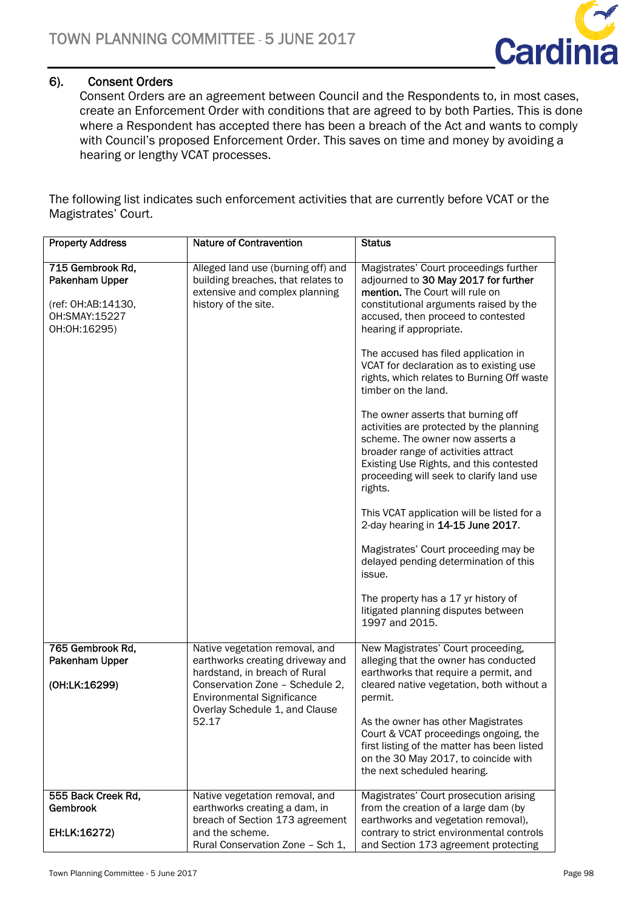### 6). Consent Orders

Consent Orders are an agreement between Council and the Respondents to, in most cases, create an Enforcement Order with conditions that are agreed to by both Parties. This is done where a Respondent has accepted there has been a breach of the Act and wants to comply with Council's proposed Enforcement Order. This saves on time and money by avoiding a hearing or lengthy VCAT processes.

The following list indicates such enforcement activities that are currently before VCAT or the Magistrates' Court.

| Property Address | Nature of Contravention | Status |
|---|---|---|
| **715 Gembrook Rd, Pakenham Upper**<br><br>(ref: OH:AB:14130, OH:SMAY:15227 OH:OH:16295) | Alleged land use (burning off) and building breaches, that relates to extensive and complex planning history of the site. | Magistrates' Court proceedings further adjourned to **30 May 2017 for further mention.** The Court will rule on constitutional arguments raised by the accused, then proceed to contested hearing if appropriate.<br><br>The accused has filed application in VCAT for declaration as to existing use rights, which relates to Burning Off waste timber on the land.<br><br>The owner asserts that burning off activities are protected by the planning scheme. The owner now asserts a broader range of activities attract Existing Use Rights, and this contested proceeding will seek to clarify land use rights.<br><br>This VCAT application will be listed for a 2-day hearing in **14-15 June 2017**.<br><br>Magistrates' Court proceeding may be delayed pending determination of this issue.<br><br>The property has a 17 yr history of litigated planning disputes between 1997 and 2015. |
| **765 Gembrook Rd, Pakenham Upper**<br><br>**(OH:LK:16299)** | Native vegetation removal, and earthworks creating driveway and hardstand, in breach of Rural Conservation Zone – Schedule 2, Environmental Significance Overlay Schedule 1, and Clause 52.17 | New Magistrates' Court proceeding, alleging that the owner has conducted earthworks that require a permit, and cleared native vegetation, both without a permit.<br><br>As the owner has other Magistrates Court & VCAT proceedings ongoing, the first listing of the matter has been listed on the 30 May 2017, to coincide with the next scheduled hearing. |
| **555 Back Creek Rd, Gembrook**<br><br>**EH:LK:16272)** | Native vegetation removal, and earthworks creating a dam, in breach of Section 173 agreement and the scheme.<br>Rural Conservation Zone – Sch 1, | Magistrates' Court prosecution arising from the creation of a large dam (by earthworks and vegetation removal), contrary to strict environmental controls and Section 173 agreement protecting |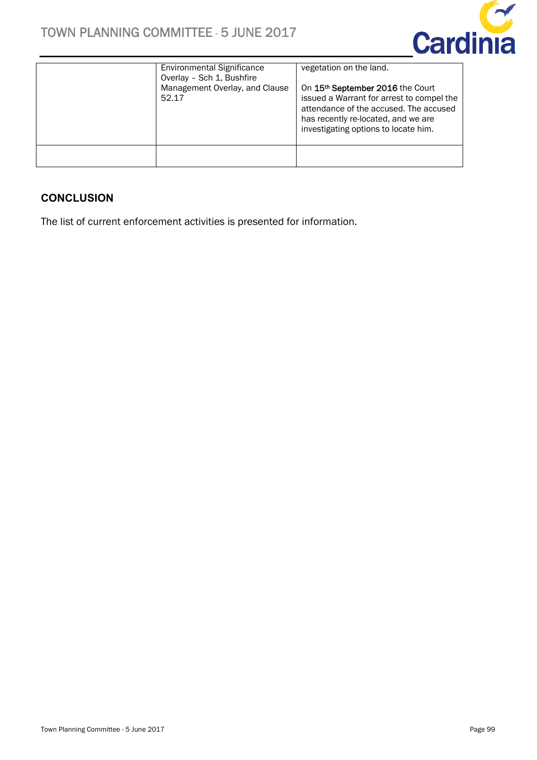| | | |
|---|---|---|
| | Environmental Significance Overlay – Sch 1, Bushfire Management Overlay, and Clause 52.17 | vegetation on the land.<br><br>On 15th September 2016 the Court issued a Warrant for arrest to compel the attendance of the accused. The accused has recently re-located, and we are investigating options to locate him. |
| | | |

## CONCLUSION

The list of current enforcement activities is presented for information.